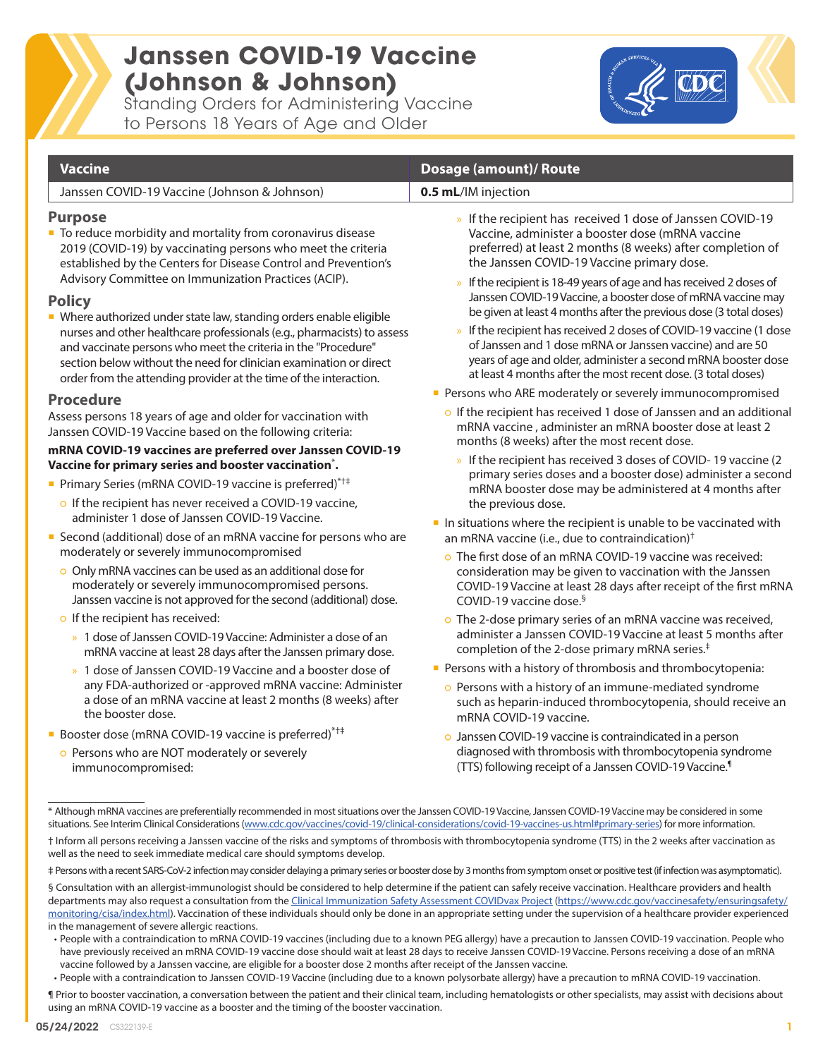# Janssen COVID-19 Vaccine (Johnson & Johnson)

Standing Orders for Administering Vaccine to Persons 18 Years of Age and Older

| Vaccine | Dosage (amount)/ Route |
| --- | --- |
| Janssen COVID-19 Vaccine (Johnson & Johnson) | **0.5 mL**/IM injection |

## Purpose

- To reduce morbidity and mortality from coronavirus disease 2019 (COVID-19) by vaccinating persons who meet the criteria established by the Centers for Disease Control and Prevention's Advisory Committee on Immunization Practices (ACIP).

## Policy

- Where authorized under state law, standing orders enable eligible nurses and other healthcare professionals (e.g., pharmacists) to assess and vaccinate persons who meet the criteria in the "Procedure" section below without the need for clinician examination or direct order from the attending provider at the time of the interaction.

## Procedure

Assess persons 18 years of age and older for vaccination with Janssen COVID-19 Vaccine based on the following criteria:

**mRNA COVID-19 vaccines are preferred over Janssen COVID-19 Vaccine for primary series and booster vaccination*.**

- Primary Series (mRNA COVID-19 vaccine is preferred)*†‡
  - If the recipient has never received a COVID-19 vaccine, administer 1 dose of Janssen COVID-19 Vaccine.
- Second (additional) dose of an mRNA vaccine for persons who are moderately or severely immunocompromised
  - Only mRNA vaccines can be used as an additional dose for moderately or severely immunocompromised persons. Janssen vaccine is not approved for the second (additional) dose.
  - If the recipient has received:
    - 1 dose of Janssen COVID-19 Vaccine: Administer a dose of an mRNA vaccine at least 28 days after the Janssen primary dose.
    - 1 dose of Janssen COVID-19 Vaccine and a booster dose of any FDA-authorized or -approved mRNA vaccine: Administer a dose of an mRNA vaccine at least 2 months (8 weeks) after the booster dose.
- Booster dose (mRNA COVID-19 vaccine is preferred)*†‡
  - Persons who are NOT moderately or severely immunocompromised:
    - If the recipient has received 1 dose of Janssen COVID-19 Vaccine, administer a booster dose (mRNA vaccine preferred) at least 2 months (8 weeks) after completion of the Janssen COVID-19 Vaccine primary dose.
    - If the recipient is 18-49 years of age and has received 2 doses of Janssen COVID-19 Vaccine, a booster dose of mRNA vaccine may be given at least 4 months after the previous dose (3 total doses)
    - If the recipient has received 2 doses of COVID-19 vaccine (1 dose of Janssen and 1 dose mRNA or Janssen vaccine) and are 50 years of age and older, administer a second mRNA booster dose at least 4 months after the most recent dose. (3 total doses)
- Persons who ARE moderately or severely immunocompromised
  - If the recipient has received 1 dose of Janssen and an additional mRNA vaccine , administer an mRNA booster dose at least 2 months (8 weeks) after the most recent dose.
    - If the recipient has received 3 doses of COVID- 19 vaccine (2 primary series doses and a booster dose) administer a second mRNA booster dose may be administered at 4 months after the previous dose.
- In situations where the recipient is unable to be vaccinated with an mRNA vaccine (i.e., due to contraindication)†
  - The first dose of an mRNA COVID-19 vaccine was received: consideration may be given to vaccination with the Janssen COVID-19 Vaccine at least 28 days after receipt of the first mRNA COVID-19 vaccine dose.§
  - The 2-dose primary series of an mRNA vaccine was received, administer a Janssen COVID-19 Vaccine at least 5 months after completion of the 2-dose primary mRNA series.‡
- Persons with a history of thrombosis and thrombocytopenia:
  - Persons with a history of an immune-mediated syndrome such as heparin-induced thrombocytopenia, should receive an mRNA COVID-19 vaccine.
  - Janssen COVID-19 vaccine is contraindicated in a person diagnosed with thrombosis with thrombocytopenia syndrome (TTS) following receipt of a Janssen COVID-19 Vaccine.¶

---

\* Although mRNA vaccines are preferentially recommended in most situations over the Janssen COVID-19 Vaccine, Janssen COVID-19 Vaccine may be considered in some situations. See Interim Clinical Considerations (www.cdc.gov/vaccines/covid-19/clinical-considerations/covid-19-vaccines-us.html#primary-series) for more information.

† Inform all persons receiving a Janssen vaccine of the risks and symptoms of thrombosis with thrombocytopenia syndrome (TTS) in the 2 weeks after vaccination as well as the need to seek immediate medical care should symptoms develop.

‡ Persons with a recent SARS-CoV-2 infection may consider delaying a primary series or booster dose by 3 months from symptom onset or positive test (if infection was asymptomatic).

§ Consultation with an allergist-immunologist should be considered to help determine if the patient can safely receive vaccination. Healthcare providers and health departments may also request a consultation from the Clinical Immunization Safety Assessment COVIDvax Project (https://www.cdc.gov/vaccinesafety/ensuringsafety/monitoring/cisa/index.html). Vaccination of these individuals should only be done in an appropriate setting under the supervision of a healthcare provider experienced in the management of severe allergic reactions.

- People with a contraindication to mRNA COVID-19 vaccines (including due to a known PEG allergy) have a precaution to Janssen COVID-19 vaccination. People who have previously received an mRNA COVID-19 vaccine dose should wait at least 28 days to receive Janssen COVID-19 Vaccine. Persons receiving a dose of an mRNA vaccine followed by a Janssen vaccine, are eligible for a booster dose 2 months after receipt of the Janssen vaccine.
- People with a contraindication to Janssen COVID-19 Vaccine (including due to a known polysorbate allergy) have a precaution to mRNA COVID-19 vaccination.

¶ Prior to booster vaccination, a conversation between the patient and their clinical team, including hematologists or other specialists, may assist with decisions about using an mRNA COVID-19 vaccine as a booster and the timing of the booster vaccination.

**05/24/2022** CS322139-E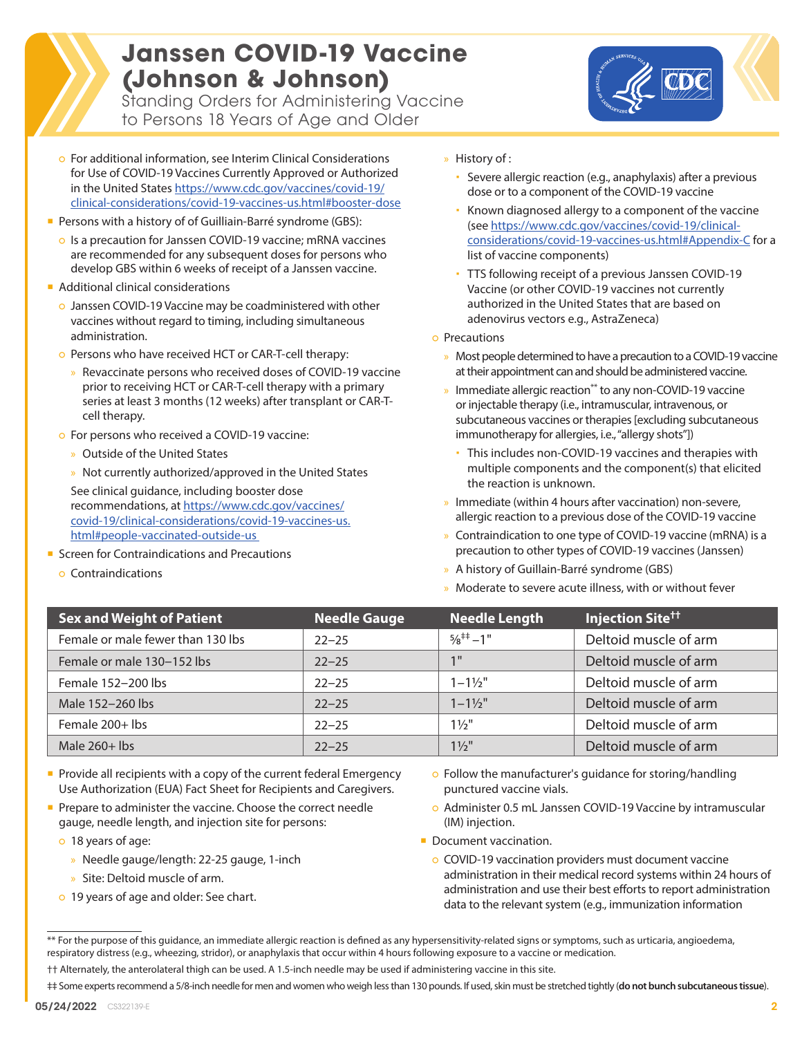# Janssen COVID-19 Vaccine (Johnson & Johnson)

Standing Orders for Administering Vaccine to Persons 18 Years of Age and Older

- For additional information, see Interim Clinical Considerations for Use of COVID-19 Vaccines Currently Approved or Authorized in the United States https://www.cdc.gov/vaccines/covid-19/clinical-considerations/covid-19-vaccines-us.html#booster-dose
- Persons with a history of of Guilliain-Barré syndrome (GBS):
  - Is a precaution for Janssen COVID-19 vaccine; mRNA vaccines are recommended for any subsequent doses for persons who develop GBS within 6 weeks of receipt of a Janssen vaccine.
- Additional clinical considerations
  - Janssen COVID-19 Vaccine may be coadministered with other vaccines without regard to timing, including simultaneous administration.
  - Persons who have received HCT or CAR-T-cell therapy:
    - Revaccinate persons who received doses of COVID-19 vaccine prior to receiving HCT or CAR-T-cell therapy with a primary series at least 3 months (12 weeks) after transplant or CAR-T-cell therapy.
  - For persons who received a COVID-19 vaccine:
    - Outside of the United States
    - Not currently authorized/approved in the United States

    See clinical guidance, including booster dose recommendations, at https://www.cdc.gov/vaccines/covid-19/clinical-considerations/covid-19-vaccines-us.html#people-vaccinated-outside-us
- Screen for Contraindications and Precautions
  - Contraindications
    - History of :
      - Severe allergic reaction (e.g., anaphylaxis) after a previous dose or to a component of the COVID-19 vaccine
      - Known diagnosed allergy to a component of the vaccine (see https://www.cdc.gov/vaccines/covid-19/clinical-considerations/covid-19-vaccines-us.html#Appendix-C for a list of vaccine components)
      - TTS following receipt of a previous Janssen COVID-19 Vaccine (or other COVID-19 vaccines not currently authorized in the United States that are based on adenovirus vectors e.g., AstraZeneca)
  - Precautions
    - Most people determined to have a precaution to a COVID-19 vaccine at their appointment can and should be administered vaccine.
    - Immediate allergic reaction** to any non-COVID-19 vaccine or injectable therapy (i.e., intramuscular, intravenous, or subcutaneous vaccines or therapies [excluding subcutaneous immunotherapy for allergies, i.e., "allergy shots"])
      - This includes non-COVID-19 vaccines and therapies with multiple components and the component(s) that elicited the reaction is unknown.
    - Immediate (within 4 hours after vaccination) non-severe, allergic reaction to a previous dose of the COVID-19 vaccine
    - Contraindication to one type of COVID-19 vaccine (mRNA) is a precaution to other types of COVID-19 vaccines (Janssen)
    - A history of Guillain-Barré syndrome (GBS)
    - Moderate to severe acute illness, with or without fever

| Sex and Weight of Patient | Needle Gauge | Needle Length | Injection Site†† |
|---|---|---|---|
| Female or male fewer than 130 lbs | 22–25 | ⅝‡‡ –1" | Deltoid muscle of arm |
| Female or male 130–152 lbs | 22–25 | 1" | Deltoid muscle of arm |
| Female 152–200 lbs | 22–25 | 1–1½" | Deltoid muscle of arm |
| Male 152–260 lbs | 22–25 | 1–1½" | Deltoid muscle of arm |
| Female 200+ lbs | 22–25 | 1½" | Deltoid muscle of arm |
| Male 260+ lbs | 22–25 | 1½" | Deltoid muscle of arm |

- Provide all recipients with a copy of the current federal Emergency Use Authorization (EUA) Fact Sheet for Recipients and Caregivers.
- Prepare to administer the vaccine. Choose the correct needle gauge, needle length, and injection site for persons:
  - 18 years of age:
    - Needle gauge/length: 22-25 gauge, 1-inch
    - Site: Deltoid muscle of arm.
  - 19 years of age and older: See chart.
  - Follow the manufacturer's guidance for storing/handling punctured vaccine vials.
  - Administer 0.5 mL Janssen COVID-19 Vaccine by intramuscular (IM) injection.
- Document vaccination.
  - COVID-19 vaccination providers must document vaccine administration in their medical record systems within 24 hours of administration and use their best efforts to report administration data to the relevant system (e.g., immunization information

---

** For the purpose of this guidance, an immediate allergic reaction is defined as any hypersensitivity-related signs or symptoms, such as urticaria, angioedema, respiratory distress (e.g., wheezing, stridor), or anaphylaxis that occur within 4 hours following exposure to a vaccine or medication.

†† Alternately, the anterolateral thigh can be used. A 1.5-inch needle may be used if administering vaccine in this site.

‡‡ Some experts recommend a 5/8-inch needle for men and women who weigh less than 130 pounds. If used, skin must be stretched tightly (**do not bunch subcutaneous tissue**).

05/24/2022 CS322139-E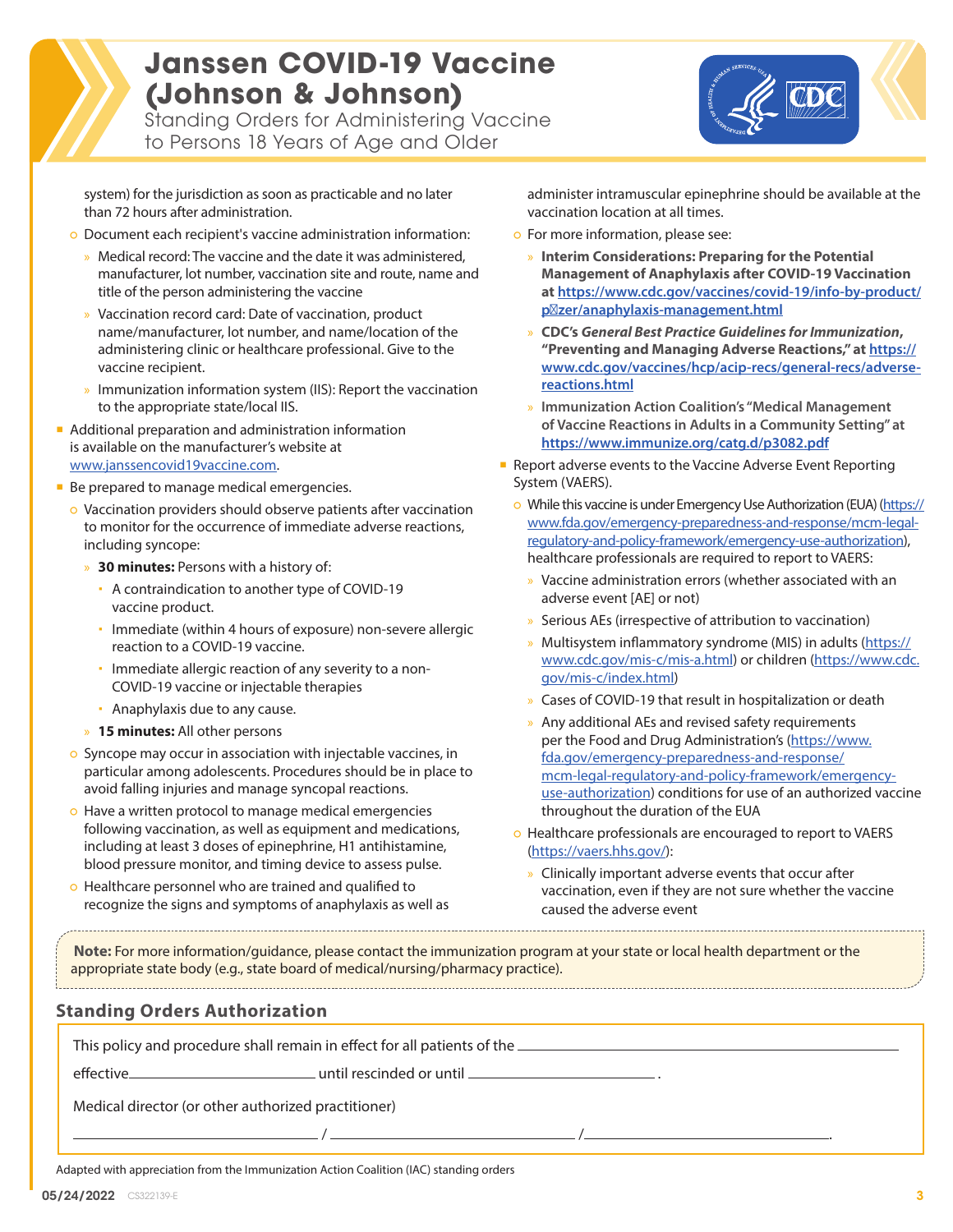system) for the jurisdiction as soon as practicable and no later than 72 hours after administration.

- Document each recipient's vaccine administration information:
  - Medical record: The vaccine and the date it was administered, manufacturer, lot number, vaccination site and route, name and title of the person administering the vaccine
  - Vaccination record card: Date of vaccination, product name/manufacturer, lot number, and name/location of the administering clinic or healthcare professional. Give to the vaccine recipient.
  - Immunization information system (IIS): Report the vaccination to the appropriate state/local IIS.

- Additional preparation and administration information is available on the manufacturer's website at www.janssencovid19vaccine.com.
- Be prepared to manage medical emergencies.
  - Vaccination providers should observe patients after vaccination to monitor for the occurrence of immediate adverse reactions, including syncope:
    - **30 minutes:** Persons with a history of:
      - A contraindication to another type of COVID-19 vaccine product.
      - Immediate (within 4 hours of exposure) non-severe allergic reaction to a COVID-19 vaccine.
      - Immediate allergic reaction of any severity to a non-COVID-19 vaccine or injectable therapies
      - Anaphylaxis due to any cause.
    - **15 minutes:** All other persons
  - Syncope may occur in association with injectable vaccines, in particular among adolescents. Procedures should be in place to avoid falling injuries and manage syncopal reactions.
  - Have a written protocol to manage medical emergencies following vaccination, as well as equipment and medications, including at least 3 doses of epinephrine, H1 antihistamine, blood pressure monitor, and timing device to assess pulse.
  - Healthcare personnel who are trained and qualified to recognize the signs and symptoms of anaphylaxis as well as administer intramuscular epinephrine should be available at the vaccination location at all times.
  - For more information, please see:
    - **Interim Considerations: Preparing for the Potential Management of Anaphylaxis after COVID-19 Vaccination at https://www.cdc.gov/vaccines/covid-19/info-by-product/pfizer/anaphylaxis-management.html**
    - **CDC's *General Best Practice Guidelines for Immunization*, "Preventing and Managing Adverse Reactions," at https://www.cdc.gov/vaccines/hcp/acip-recs/general-recs/adverse-reactions.html**
    - **Immunization Action Coalition's "Medical Management of Vaccine Reactions in Adults in a Community Setting" at https://www.immunize.org/catg.d/p3082.pdf**
- Report adverse events to the Vaccine Adverse Event Reporting System (VAERS).
  - While this vaccine is under Emergency Use Authorization (EUA) (https://www.fda.gov/emergency-preparedness-and-response/mcm-legal-regulatory-and-policy-framework/emergency-use-authorization), healthcare professionals are required to report to VAERS:
    - Vaccine administration errors (whether associated with an adverse event [AE] or not)
    - Serious AEs (irrespective of attribution to vaccination)
    - Multisystem inflammatory syndrome (MIS) in adults (https://www.cdc.gov/mis-c/mis-a.html) or children (https://www.cdc.gov/mis-c/index.html)
    - Cases of COVID-19 that result in hospitalization or death
    - Any additional AEs and revised safety requirements per the Food and Drug Administration's (https://www.fda.gov/emergency-preparedness-and-response/mcm-legal-regulatory-and-policy-framework/emergency-use-authorization) conditions for use of an authorized vaccine throughout the duration of the EUA
  - Healthcare professionals are encouraged to report to VAERS (https://vaers.hhs.gov/):
    - Clinically important adverse events that occur after vaccination, even if they are not sure whether the vaccine caused the adverse event

**Note:** For more information/guidance, please contact the immunization program at your state or local health department or the appropriate state body (e.g., state board of medical/nursing/pharmacy practice).

## Standing Orders Authorization

This policy and procedure shall remain in effect for all patients of the ____________________

effective ____________ until rescinded or until ____________ .

Medical director (or other authorized practitioner)

____________ / ____________ / ____________.

Adapted with appreciation from the Immunization Action Coalition (IAC) standing orders

05/24/2022 CS322139-E